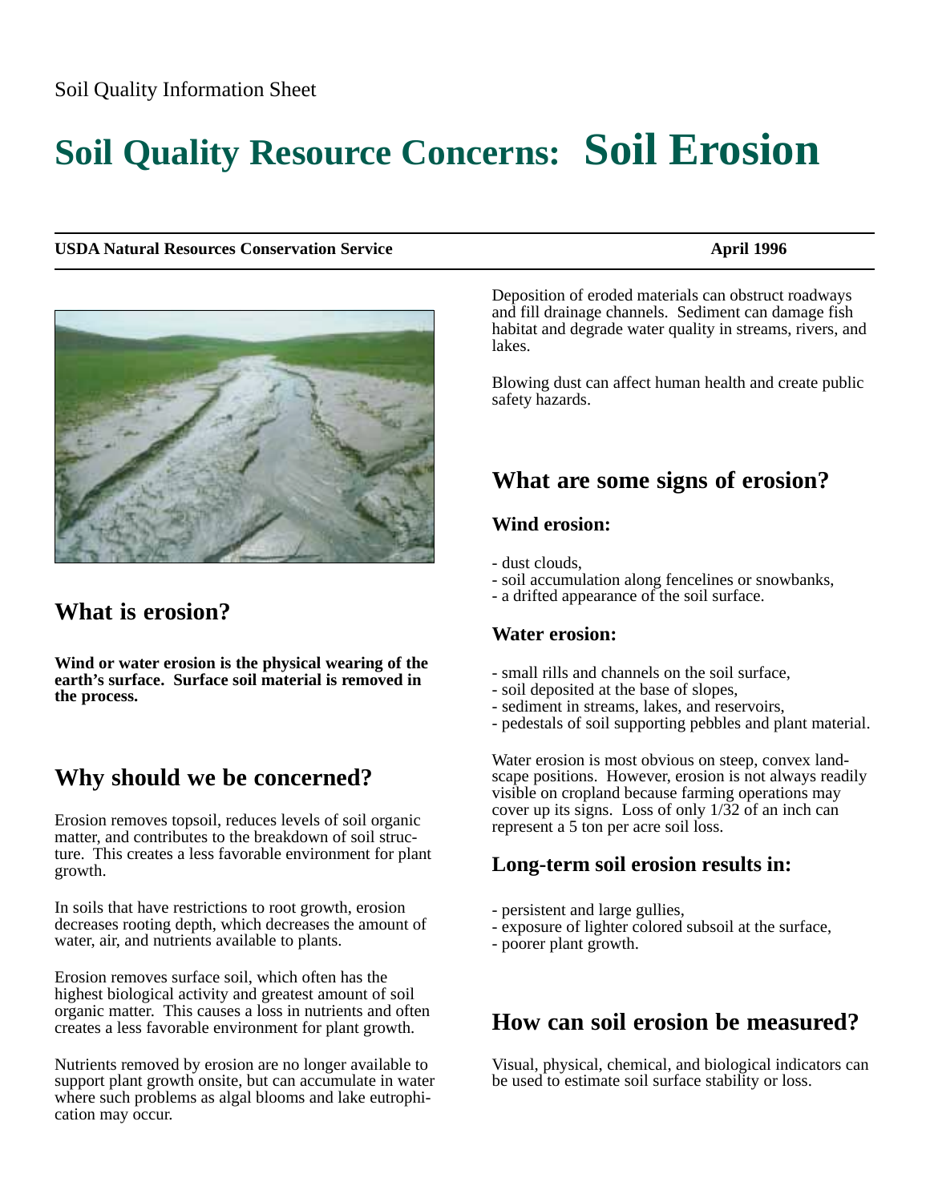Soil Quality Information Sheet

# Soil Quality Resource Concerns: Soil Erosion

**USDA Natural Resources Conservation Service** **April 1996**

## What is erosion?

**Wind or water erosion is the physical wearing of the earth's surface. Surface soil material is removed in the process.**

## Why should we be concerned?

Erosion removes topsoil, reduces levels of soil organic matter, and contributes to the breakdown of soil structure. This creates a less favorable environment for plant growth.

In soils that have restrictions to root growth, erosion decreases rooting depth, which decreases the amount of water, air, and nutrients available to plants.

Erosion removes surface soil, which often has the highest biological activity and greatest amount of soil organic matter. This causes a loss in nutrients and often creates a less favorable environment for plant growth.

Nutrients removed by erosion are no longer available to support plant growth onsite, but can accumulate in water where such problems as algal blooms and lake eutrophication may occur.

Deposition of eroded materials can obstruct roadways and fill drainage channels. Sediment can damage fish habitat and degrade water quality in streams, rivers, and lakes.

Blowing dust can affect human health and create public safety hazards.

## What are some signs of erosion?

### Wind erosion:

- dust clouds,
- soil accumulation along fencelines or snowbanks,
- a drifted appearance of the soil surface.

### Water erosion:

- small rills and channels on the soil surface,
- soil deposited at the base of slopes,
- sediment in streams, lakes, and reservoirs,
- pedestals of soil supporting pebbles and plant material.

Water erosion is most obvious on steep, convex landscape positions. However, erosion is not always readily visible on cropland because farming operations may cover up its signs. Loss of only 1/32 of an inch can represent a 5 ton per acre soil loss.

### Long-term soil erosion results in:

- persistent and large gullies,
- exposure of lighter colored subsoil at the surface,
- poorer plant growth.

## How can soil erosion be measured?

Visual, physical, chemical, and biological indicators can be used to estimate soil surface stability or loss.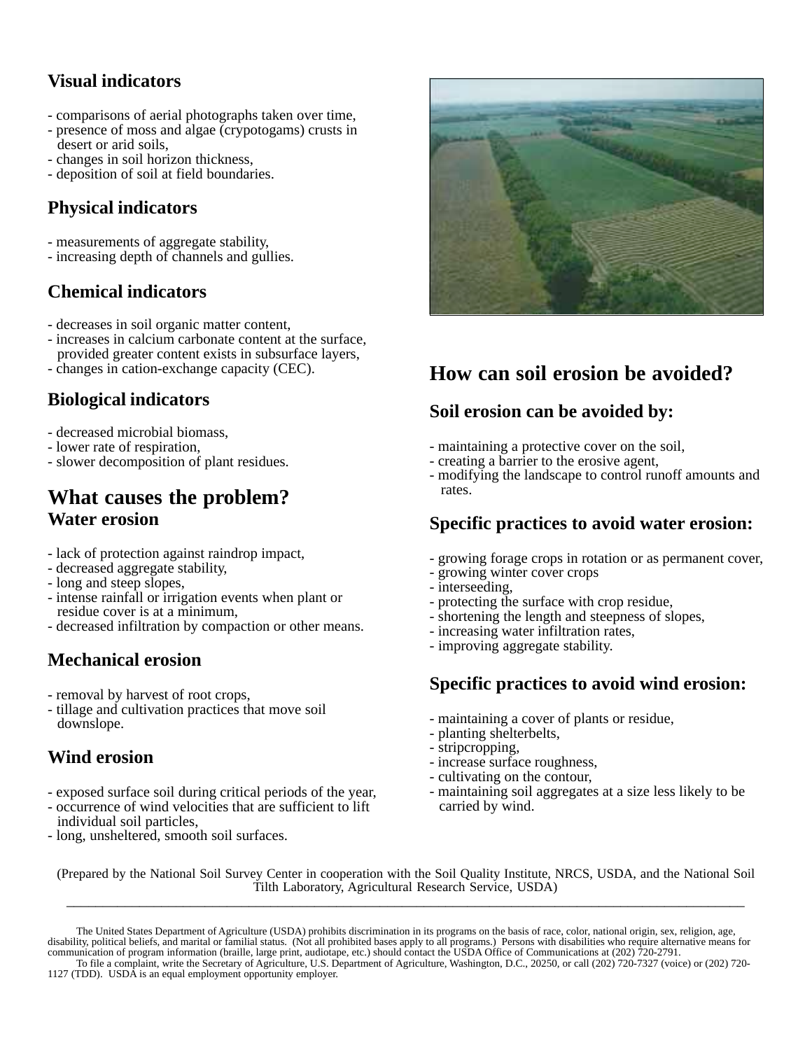### Visual indicators

- comparisons of aerial photographs taken over time,
- presence of moss and algae (crypotogams) crusts in desert or arid soils,
- changes in soil horizon thickness,
- deposition of soil at field boundaries.

### Physical indicators

- measurements of aggregate stability,
- increasing depth of channels and gullies.

### Chemical indicators

- decreases in soil organic matter content,
- increases in calcium carbonate content at the surface, provided greater content exists in subsurface layers,
- changes in cation-exchange capacity (CEC).

### Biological indicators

- decreased microbial biomass,
- lower rate of respiration,
- slower decomposition of plant residues.

## What causes the problem?

### Water erosion

- lack of protection against raindrop impact,
- decreased aggregate stability,
- long and steep slopes,
- intense rainfall or irrigation events when plant or residue cover is at a minimum,
- decreased infiltration by compaction or other means.

### Mechanical erosion

- removal by harvest of root crops,
- tillage and cultivation practices that move soil downslope.

### Wind erosion

- exposed surface soil during critical periods of the year,
- occurrence of wind velocities that are sufficient to lift individual soil particles,
- long, unsheltered, smooth soil surfaces.

## How can soil erosion be avoided?

### Soil erosion can be avoided by:

- maintaining a protective cover on the soil,
- creating a barrier to the erosive agent,
- modifying the landscape to control runoff amounts and rates.

### Specific practices to avoid water erosion:

- growing forage crops in rotation or as permanent cover,
- growing winter cover crops
- interseeding,
- protecting the surface with crop residue,
- shortening the length and steepness of slopes,
- increasing water infiltration rates,
- improving aggregate stability.

### Specific practices to avoid wind erosion:

- maintaining a cover of plants or residue,
- planting shelterbelts,
- stripcropping,
- increase surface roughness,
- cultivating on the contour,
- maintaining soil aggregates at a size less likely to be carried by wind.

(Prepared by the National Soil Survey Center in cooperation with the Soil Quality Institute, NRCS, USDA, and the National Soil Tilth Laboratory, Agricultural Research Service, USDA)

---

The United States Department of Agriculture (USDA) prohibits discrimination in its programs on the basis of race, color, national origin, sex, religion, age, disability, political beliefs, and marital or familial status. (Not all prohibited bases apply to all programs.) Persons with disabilities who require alternative means for communication of program information (braille, large print, audiotape, etc.) should contact the USDA Office of Communications at (202) 720-2791.

To file a complaint, write the Secretary of Agriculture, U.S. Department of Agriculture, Washington, D.C., 20250, or call (202) 720-7327 (voice) or (202) 720-1127 (TDD). USDA is an equal employment opportunity employer.